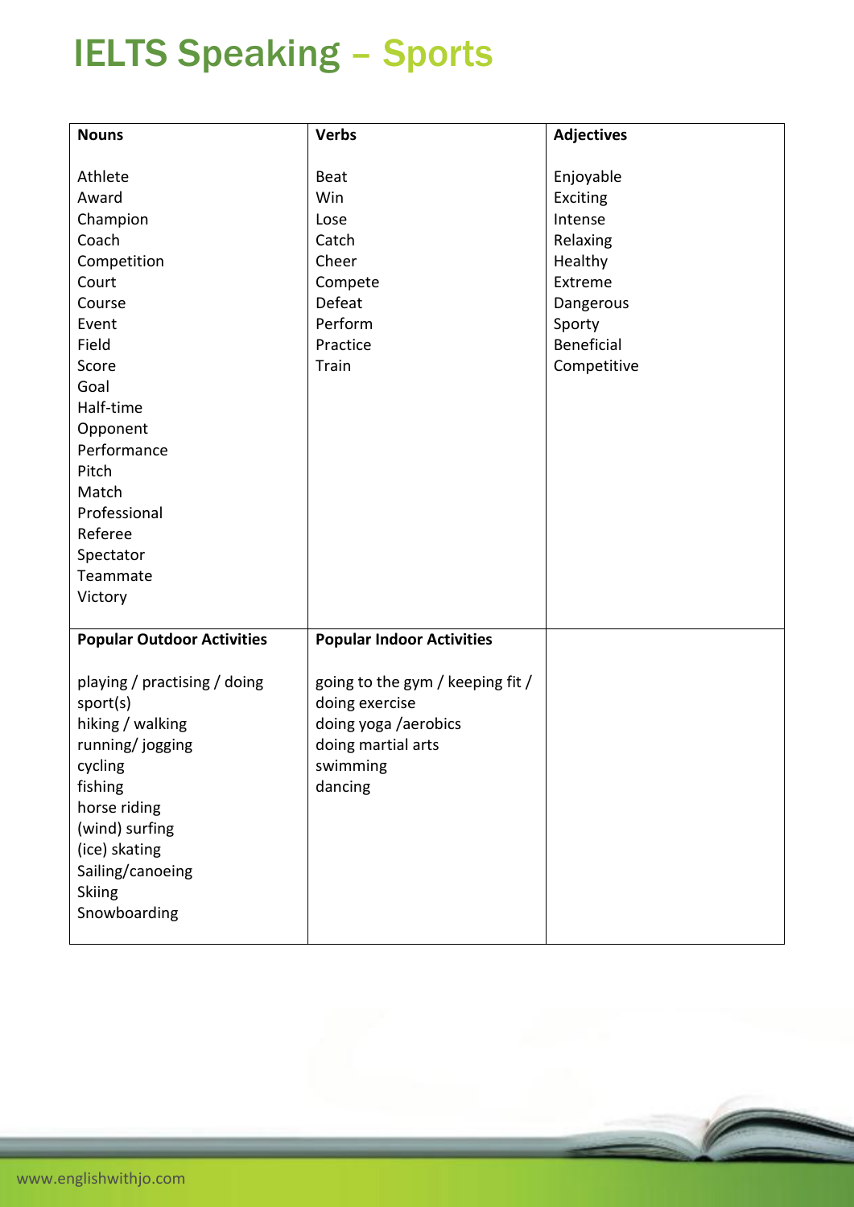# IELTS Speaking – Sports

| Nouns | Verbs | Adjectives |
|---|---|---|
| Athlete<br>Award<br>Champion<br>Coach<br>Competition<br>Court<br>Course<br>Event<br>Field<br>Score<br>Goal<br>Half-time<br>Opponent<br>Performance<br>Pitch<br>Match<br>Professional<br>Referee<br>Spectator<br>Teammate<br>Victory | Beat<br>Win<br>Lose<br>Catch<br>Cheer<br>Compete<br>Defeat<br>Perform<br>Practice<br>Train | Enjoyable<br>Exciting<br>Intense<br>Relaxing<br>Healthy<br>Extreme<br>Dangerous<br>Sporty<br>Beneficial<br>Competitive |
| **Popular Outdoor Activities** | **Popular Indoor Activities** | |
| playing / practising / doing sport(s)<br>hiking / walking<br>running/ jogging<br>cycling<br>fishing<br>horse riding<br>(wind) surfing<br>(ice) skating<br>Sailing/canoeing<br>Skiing<br>Snowboarding | going to the gym / keeping fit / doing exercise<br>doing yoga /aerobics<br>doing martial arts<br>swimming<br>dancing | |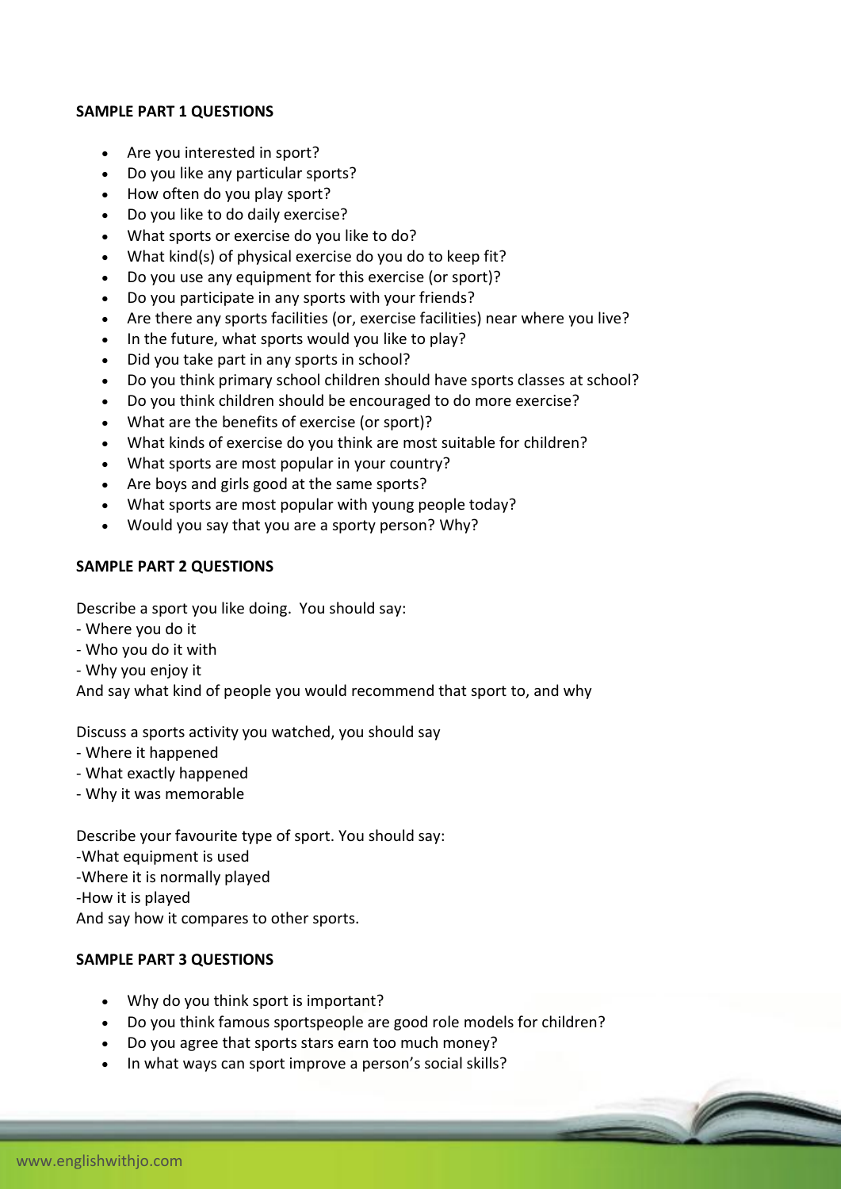**SAMPLE PART 1 QUESTIONS**

- Are you interested in sport?
- Do you like any particular sports?
- How often do you play sport?
- Do you like to do daily exercise?
- What sports or exercise do you like to do?
- What kind(s) of physical exercise do you do to keep fit?
- Do you use any equipment for this exercise (or sport)?
- Do you participate in any sports with your friends?
- Are there any sports facilities (or, exercise facilities) near where you live?
- In the future, what sports would you like to play?
- Did you take part in any sports in school?
- Do you think primary school children should have sports classes at school?
- Do you think children should be encouraged to do more exercise?
- What are the benefits of exercise (or sport)?
- What kinds of exercise do you think are most suitable for children?
- What sports are most popular in your country?
- Are boys and girls good at the same sports?
- What sports are most popular with young people today?
- Would you say that you are a sporty person? Why?

**SAMPLE PART 2 QUESTIONS**

Describe a sport you like doing. You should say:
- Where you do it
- Who you do it with
- Why you enjoy it
And say what kind of people you would recommend that sport to, and why

Discuss a sports activity you watched, you should say
- Where it happened
- What exactly happened
- Why it was memorable

Describe your favourite type of sport. You should say:
-What equipment is used
-Where it is normally played
-How it is played
And say how it compares to other sports.

**SAMPLE PART 3 QUESTIONS**

- Why do you think sport is important?
- Do you think famous sportspeople are good role models for children?
- Do you agree that sports stars earn too much money?
- In what ways can sport improve a person's social skills?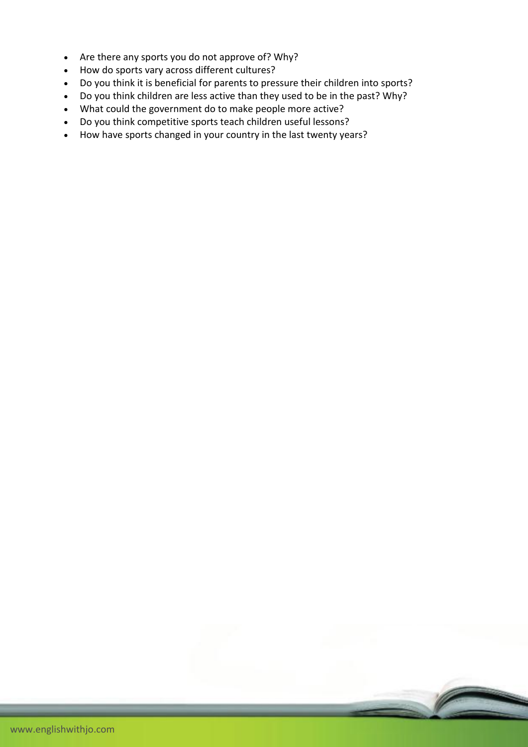- Are there any sports you do not approve of? Why?
- How do sports vary across different cultures?
- Do you think it is beneficial for parents to pressure their children into sports?
- Do you think children are less active than they used to be in the past? Why?
- What could the government do to make people more active?
- Do you think competitive sports teach children useful lessons?
- How have sports changed in your country in the last twenty years?